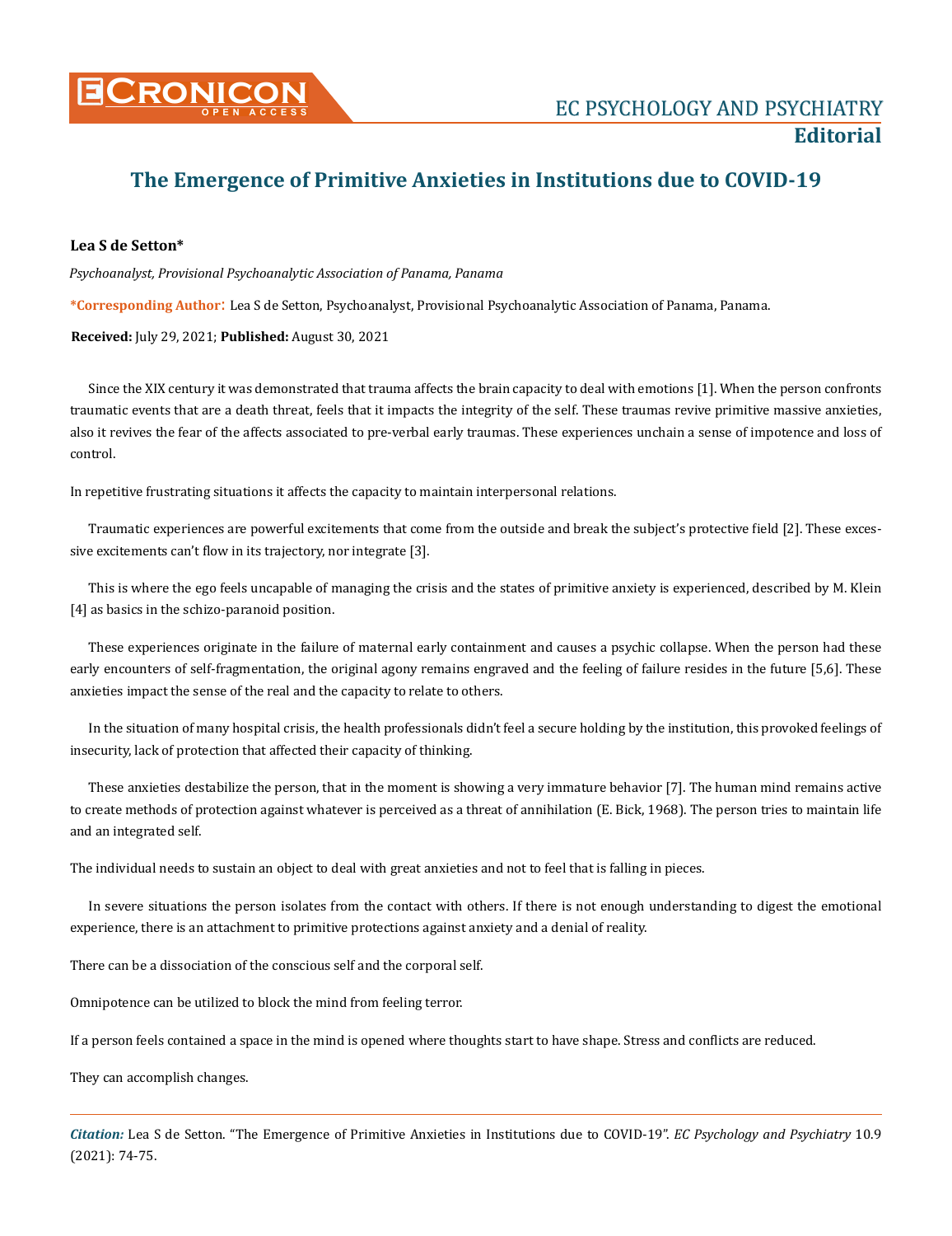# The Emergence of Primitive Anxieties in Institutions due to COVID-19

**Lea S de Setton***

*Psychoanalyst, Provisional Psychoanalytic Association of Panama, Panama*

***Corresponding Author**: Lea S de Setton, Psychoanalyst, Provisional Psychoanalytic Association of Panama, Panama.

**Received:** July 29, 2021; **Published:** August 30, 2021

Since the XIX century it was demonstrated that trauma affects the brain capacity to deal with emotions [1]. When the person confronts traumatic events that are a death threat, feels that it impacts the integrity of the self. These traumas revive primitive massive anxieties, also it revives the fear of the affects associated to pre-verbal early traumas. These experiences unchain a sense of impotence and loss of control.

In repetitive frustrating situations it affects the capacity to maintain interpersonal relations.

Traumatic experiences are powerful excitements that come from the outside and break the subject's protective field [2]. These excessive excitements can't flow in its trajectory, nor integrate [3].

This is where the ego feels uncapable of managing the crisis and the states of primitive anxiety is experienced, described by M. Klein [4] as basics in the schizo-paranoid position.

These experiences originate in the failure of maternal early containment and causes a psychic collapse. When the person had these early encounters of self-fragmentation, the original agony remains engraved and the feeling of failure resides in the future [5,6]. These anxieties impact the sense of the real and the capacity to relate to others.

In the situation of many hospital crisis, the health professionals didn't feel a secure holding by the institution, this provoked feelings of insecurity, lack of protection that affected their capacity of thinking.

These anxieties destabilize the person, that in the moment is showing a very immature behavior [7]. The human mind remains active to create methods of protection against whatever is perceived as a threat of annihilation (E. Bick, 1968). The person tries to maintain life and an integrated self.

The individual needs to sustain an object to deal with great anxieties and not to feel that is falling in pieces.

In severe situations the person isolates from the contact with others. If there is not enough understanding to digest the emotional experience, there is an attachment to primitive protections against anxiety and a denial of reality.

There can be a dissociation of the conscious self and the corporal self.

Omnipotence can be utilized to block the mind from feeling terror.

If a person feels contained a space in the mind is opened where thoughts start to have shape. Stress and conflicts are reduced.

They can accomplish changes.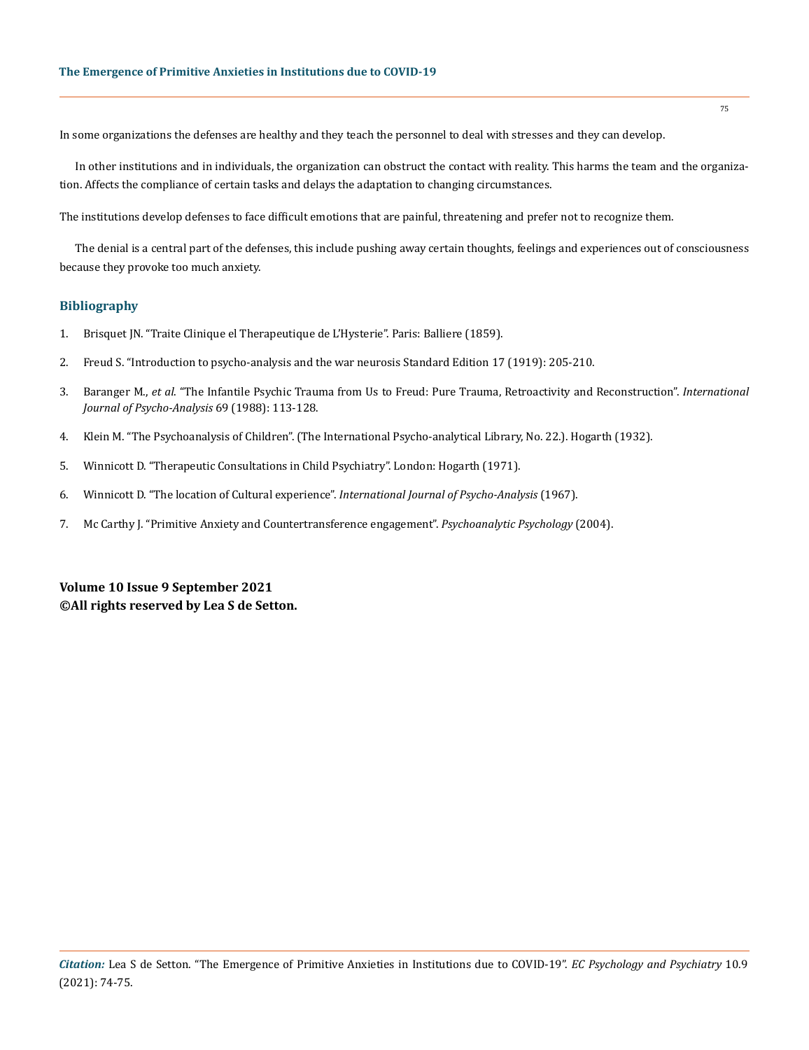In some organizations the defenses are healthy and they teach the personnel to deal with stresses and they can develop.

In other institutions and in individuals, the organization can obstruct the contact with reality. This harms the team and the organization. Affects the compliance of certain tasks and delays the adaptation to changing circumstances.

The institutions develop defenses to face difficult emotions that are painful, threatening and prefer not to recognize them.

The denial is a central part of the defenses, this include pushing away certain thoughts, feelings and experiences out of consciousness because they provoke too much anxiety.

## Bibliography

1. Brisquet JN. "Traite Clinique el Therapeutique de L'Hysterie". Paris: Balliere (1859).
2. Freud S. "Introduction to psycho-analysis and the war neurosis Standard Edition 17 (1919): 205-210.
3. Baranger M., *et al*. "The Infantile Psychic Trauma from Us to Freud: Pure Trauma, Retroactivity and Reconstruction". *International Journal of Psycho-Analysis* 69 (1988): 113-128.
4. Klein M. "The Psychoanalysis of Children". (The International Psycho-analytical Library, No. 22.). Hogarth (1932).
5. Winnicott D. "Therapeutic Consultations in Child Psychiatry". London: Hogarth (1971).
6. Winnicott D. "The location of Cultural experience". *International Journal of Psycho-Analysis* (1967).
7. Mc Carthy J. "Primitive Anxiety and Countertransference engagement". *Psychoanalytic Psychology* (2004).

**Volume 10 Issue 9 September 2021**
**©All rights reserved by Lea S de Setton.**